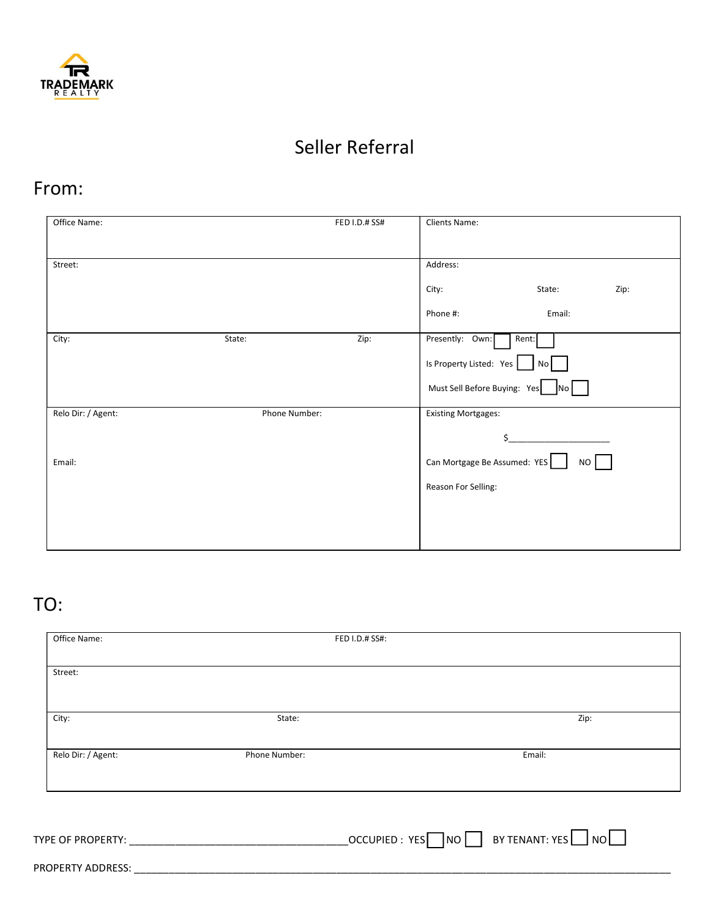TRADEMARK REALTY

# Seller Referral

## From:

| Office Name: FED I.D.# SS# | Clients Name: |
|---|---|
| Street: | Address: <br> City: State: Zip: <br> Phone #: Email: |
| City: State: Zip: | Presently: Own: ☐ Rent: ☐ <br> Is Property Listed: Yes ☐ No ☐ <br> Must Sell Before Buying: Yes ☐ No ☐ |
| Relo Dir: / Agent: Phone Number: <br> Email: | Existing Mortgages: <br> $____________________ <br> Can Mortgage Be Assumed: YES ☐ NO ☐ <br> Reason For Selling: |

## TO:

| Office Name: | FED I.D.# SS#: | |
|---|---|---|
| Street: | | |
| City: | State: | Zip: |
| Relo Dir: / Agent: | Phone Number: | Email: |

TYPE OF PROPERTY: ____________________________________ OCCUPIED : YES ☐ NO ☐ BY TENANT: YES ☐ NO ☐

PROPERTY ADDRESS: ____________________________________________________________________________________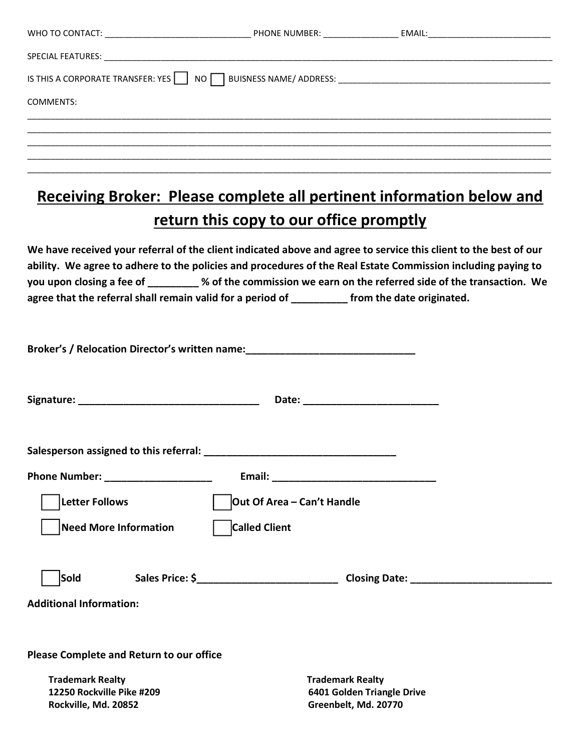WHO TO CONTACT: ______________________________ PHONE NUMBER: _______________ EMAIL:_________________________

SPECIAL FEATURES: ____________________________________________________________________________________________

IS THIS A CORPORATE TRANSFER: YES ☐ NO ☐ BUISNESS NAME/ ADDRESS: _____________________________________________

COMMENTS:

______________________________________________________________________________________________________________
______________________________________________________________________________________________________________
______________________________________________________________________________________________________________
______________________________________________________________________________________________________________
______________________________________________________________________________________________________________

## Receiving Broker: Please complete all pertinent information below and return this copy to our office promptly

**We have received your referral of the client indicated above and agree to service this client to the best of our ability. We agree to adhere to the policies and procedures of the Real Estate Commission including paying to you upon closing a fee of _________ % of the commission we earn on the referred side of the transaction. We agree that the referral shall remain valid for a period of __________ from the date originated.**

**Broker's / Relocation Director's written name:______________________________**

**Signature: _________________________________ Date: ________________________**

**Salesperson assigned to this referral: __________________________________**

**Phone Number: ___________________ Email: _____________________________**

☐ **Letter Follows** ☐ **Out Of Area – Can't Handle**

☐ **Need More Information** ☐ **Called Client**

☐ **Sold** **Sales Price: $_________________________ Closing Date: _________________________**

**Additional Information:**

**Please Complete and Return to our office**

**Trademark Realty**
**12250 Rockville Pike #209**
**Rockville, Md. 20852**

**Trademark Realty**
**6401 Golden Triangle Drive**
**Greenbelt, Md. 20770**